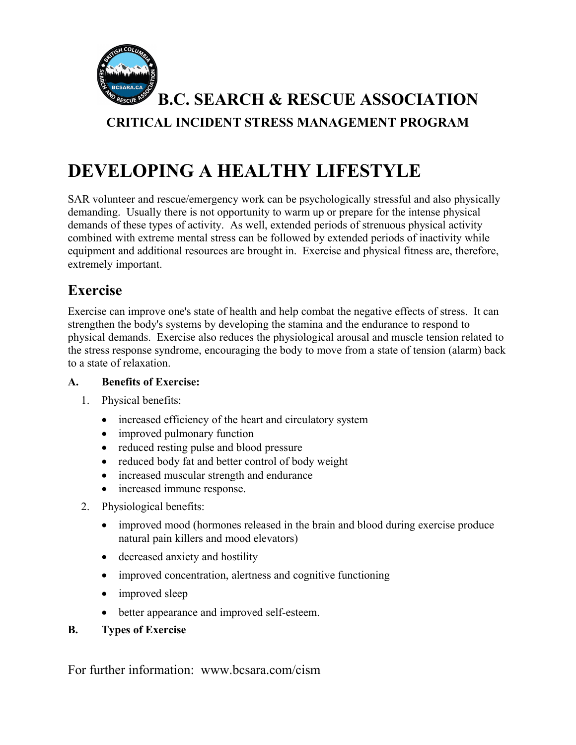# B.C. SEARCH & RESCUE ASSOCIATION

**CRITICAL INCIDENT STRESS MANAGEMENT PROGRAM**

# DEVELOPING A HEALTHY LIFESTYLE

SAR volunteer and rescue/emergency work can be psychologically stressful and also physically demanding. Usually there is not opportunity to warm up or prepare for the intense physical demands of these types of activity. As well, extended periods of strenuous physical activity combined with extreme mental stress can be followed by extended periods of inactivity while equipment and additional resources are brought in. Exercise and physical fitness are, therefore, extremely important.

## Exercise

Exercise can improve one's state of health and help combat the negative effects of stress. It can strengthen the body's systems by developing the stamina and the endurance to respond to physical demands. Exercise also reduces the physiological arousal and muscle tension related to the stress response syndrome, encouraging the body to move from a state of tension (alarm) back to a state of relaxation.

**A. Benefits of Exercise:**

1. Physical benefits:
   - increased efficiency of the heart and circulatory system
   - improved pulmonary function
   - reduced resting pulse and blood pressure
   - reduced body fat and better control of body weight
   - increased muscular strength and endurance
   - increased immune response.
2. Physiological benefits:
   - improved mood (hormones released in the brain and blood during exercise produce natural pain killers and mood elevators)
   - decreased anxiety and hostility
   - improved concentration, alertness and cognitive functioning
   - improved sleep
   - better appearance and improved self-esteem.

**B. Types of Exercise**

For further information: www.bcsara.com/cism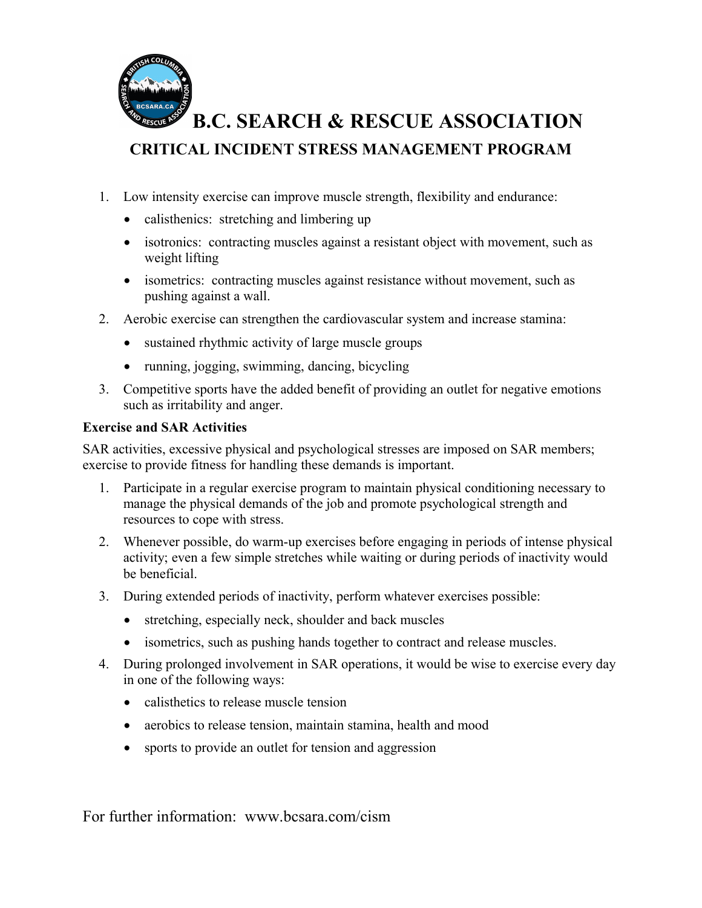# B.C. SEARCH & RESCUE ASSOCIATION

## CRITICAL INCIDENT STRESS MANAGEMENT PROGRAM

1. Low intensity exercise can improve muscle strength, flexibility and endurance:
   - calisthenics: stretching and limbering up
   - isotronics: contracting muscles against a resistant object with movement, such as weight lifting
   - isometrics: contracting muscles against resistance without movement, such as pushing against a wall.
2. Aerobic exercise can strengthen the cardiovascular system and increase stamina:
   - sustained rhythmic activity of large muscle groups
   - running, jogging, swimming, dancing, bicycling
3. Competitive sports have the added benefit of providing an outlet for negative emotions such as irritability and anger.

**Exercise and SAR Activities**

SAR activities, excessive physical and psychological stresses are imposed on SAR members; exercise to provide fitness for handling these demands is important.

1. Participate in a regular exercise program to maintain physical conditioning necessary to manage the physical demands of the job and promote psychological strength and resources to cope with stress.
2. Whenever possible, do warm-up exercises before engaging in periods of intense physical activity; even a few simple stretches while waiting or during periods of inactivity would be beneficial.
3. During extended periods of inactivity, perform whatever exercises possible:
   - stretching, especially neck, shoulder and back muscles
   - isometrics, such as pushing hands together to contract and release muscles.
4. During prolonged involvement in SAR operations, it would be wise to exercise every day in one of the following ways:
   - calisthetics to release muscle tension
   - aerobics to release tension, maintain stamina, health and mood
   - sports to provide an outlet for tension and aggression

For further information: www.bcsara.com/cism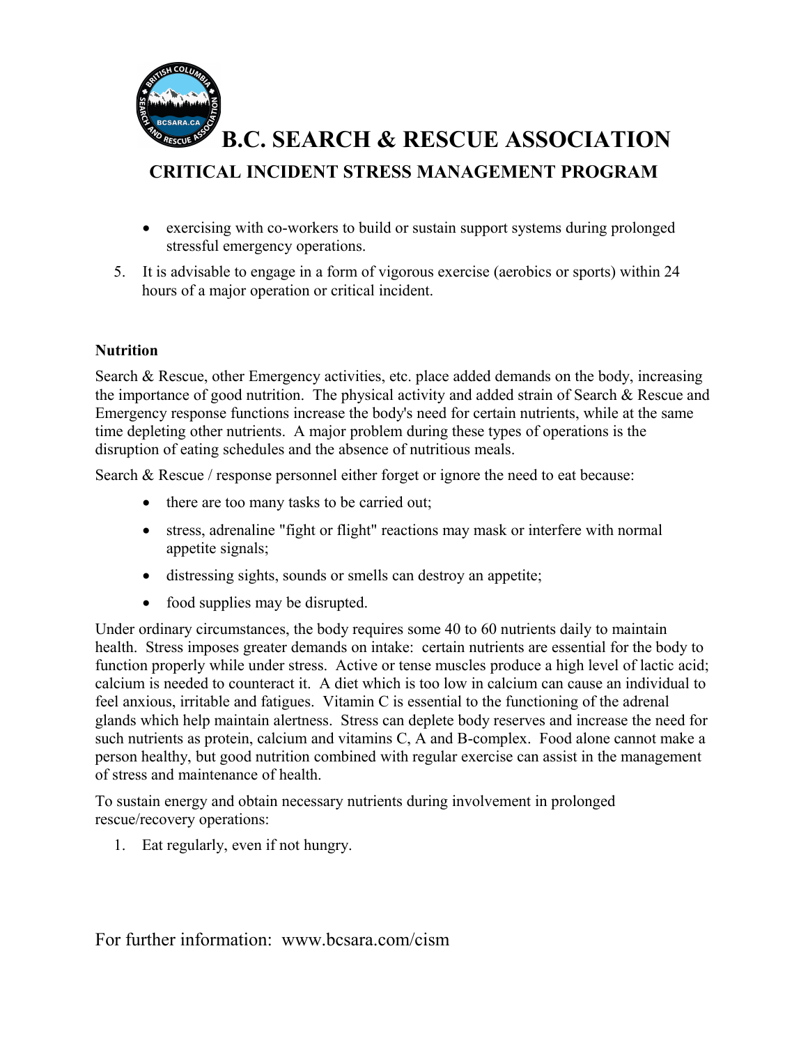- exercising with co-workers to build or sustain support systems during prolonged stressful emergency operations.

5. It is advisable to engage in a form of vigorous exercise (aerobics or sports) within 24 hours of a major operation or critical incident.

**Nutrition**

Search & Rescue, other Emergency activities, etc. place added demands on the body, increasing the importance of good nutrition. The physical activity and added strain of Search & Rescue and Emergency response functions increase the body's need for certain nutrients, while at the same time depleting other nutrients. A major problem during these types of operations is the disruption of eating schedules and the absence of nutritious meals.

Search & Rescue / response personnel either forget or ignore the need to eat because:

- there are too many tasks to be carried out;
- stress, adrenaline "fight or flight" reactions may mask or interfere with normal appetite signals;
- distressing sights, sounds or smells can destroy an appetite;
- food supplies may be disrupted.

Under ordinary circumstances, the body requires some 40 to 60 nutrients daily to maintain health. Stress imposes greater demands on intake: certain nutrients are essential for the body to function properly while under stress. Active or tense muscles produce a high level of lactic acid; calcium is needed to counteract it. A diet which is too low in calcium can cause an individual to feel anxious, irritable and fatigues. Vitamin C is essential to the functioning of the adrenal glands which help maintain alertness. Stress can deplete body reserves and increase the need for such nutrients as protein, calcium and vitamins C, A and B-complex. Food alone cannot make a person healthy, but good nutrition combined with regular exercise can assist in the management of stress and maintenance of health.

To sustain energy and obtain necessary nutrients during involvement in prolonged rescue/recovery operations:

1. Eat regularly, even if not hungry.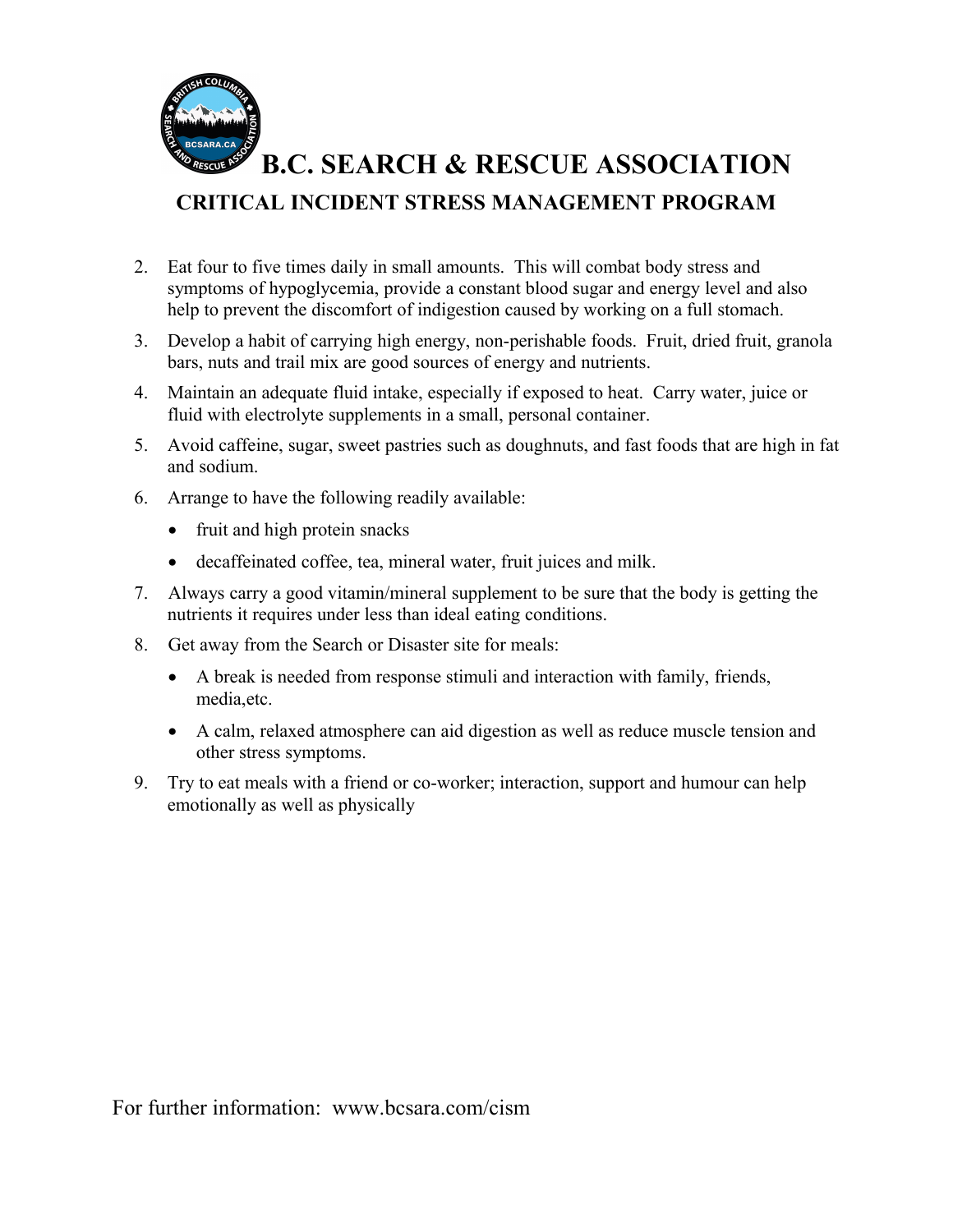# B.C. SEARCH & RESCUE ASSOCIATION

## CRITICAL INCIDENT STRESS MANAGEMENT PROGRAM

2. Eat four to five times daily in small amounts. This will combat body stress and symptoms of hypoglycemia, provide a constant blood sugar and energy level and also help to prevent the discomfort of indigestion caused by working on a full stomach.
3. Develop a habit of carrying high energy, non-perishable foods. Fruit, dried fruit, granola bars, nuts and trail mix are good sources of energy and nutrients.
4. Maintain an adequate fluid intake, especially if exposed to heat. Carry water, juice or fluid with electrolyte supplements in a small, personal container.
5. Avoid caffeine, sugar, sweet pastries such as doughnuts, and fast foods that are high in fat and sodium.
6. Arrange to have the following readily available:
   - fruit and high protein snacks
   - decaffeinated coffee, tea, mineral water, fruit juices and milk.
7. Always carry a good vitamin/mineral supplement to be sure that the body is getting the nutrients it requires under less than ideal eating conditions.
8. Get away from the Search or Disaster site for meals:
   - A break is needed from response stimuli and interaction with family, friends, media,etc.
   - A calm, relaxed atmosphere can aid digestion as well as reduce muscle tension and other stress symptoms.
9. Try to eat meals with a friend or co-worker; interaction, support and humour can help emotionally as well as physically

For further information: www.bcsara.com/cism